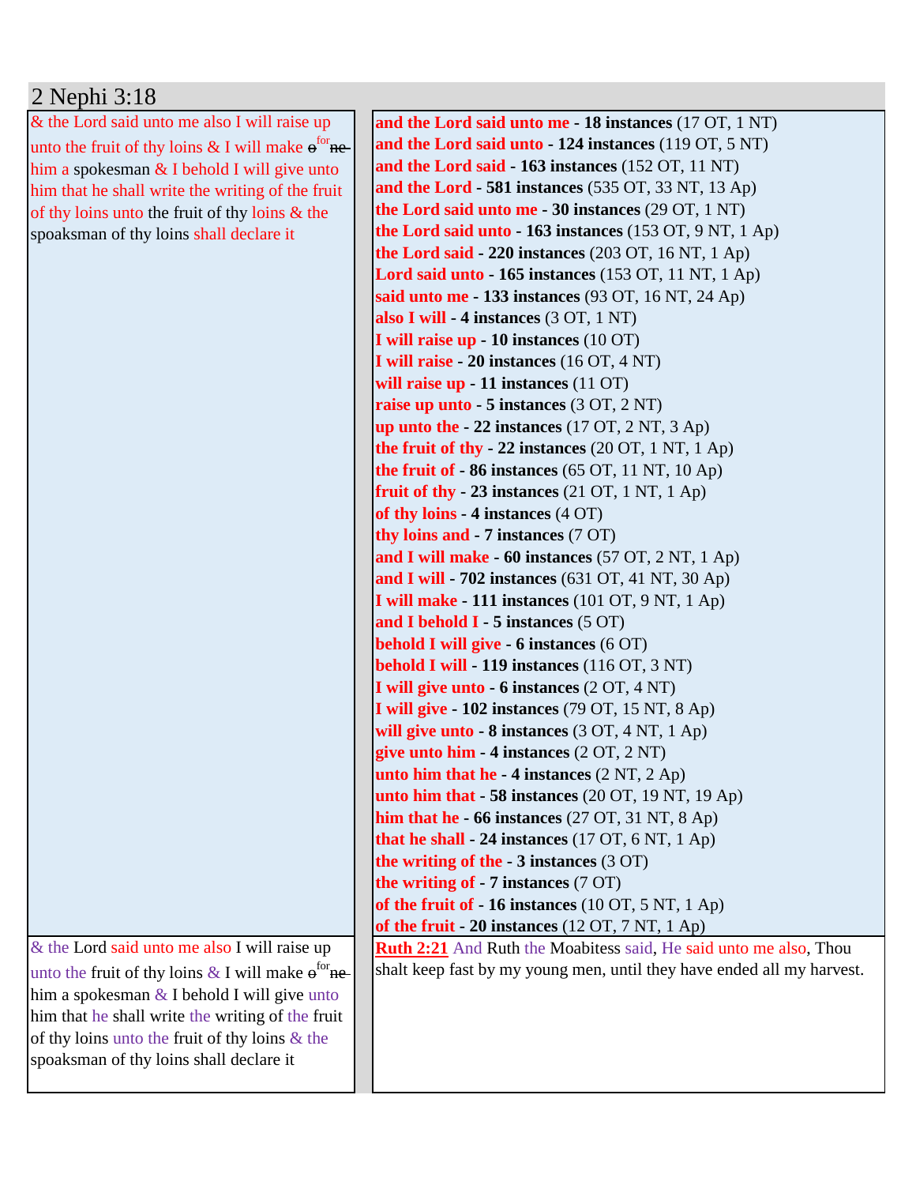# 2 Nephi 3:18

| & the Lord said unto me also I will raise up unto the fruit of thy loins & I will make ~~o~~ [for] ~~ne~~ him a spokesman & I behold I will give unto him that he shall write the writing of the fruit of thy loins unto the fruit of thy loins & the spoaksman of thy loins shall declare it | **and the Lord said unto me - 18 instances** (17 OT, 1 NT)<br>**and the Lord said unto - 124 instances** (119 OT, 5 NT)<br>**and the Lord said - 163 instances** (152 OT, 11 NT)<br>**and the Lord - 581 instances** (535 OT, 33 NT, 13 Ap)<br>**the Lord said unto me - 30 instances** (29 OT, 1 NT)<br>**the Lord said unto - 163 instances** (153 OT, 9 NT, 1 Ap)<br>**the Lord said - 220 instances** (203 OT, 16 NT, 1 Ap)<br>**Lord said unto - 165 instances** (153 OT, 11 NT, 1 Ap)<br>**said unto me - 133 instances** (93 OT, 16 NT, 24 Ap)<br>**also I will - 4 instances** (3 OT, 1 NT)<br>**I will raise up - 10 instances** (10 OT)<br>**I will raise - 20 instances** (16 OT, 4 NT)<br>**will raise up - 11 instances** (11 OT)<br>**raise up unto - 5 instances** (3 OT, 2 NT)<br>**up unto the - 22 instances** (17 OT, 2 NT, 3 Ap)<br>**the fruit of thy - 22 instances** (20 OT, 1 NT, 1 Ap)<br>**the fruit of - 86 instances** (65 OT, 11 NT, 10 Ap)<br>**fruit of thy - 23 instances** (21 OT, 1 NT, 1 Ap)<br>**of thy loins - 4 instances** (4 OT)<br>**thy loins and - 7 instances** (7 OT)<br>**and I will make - 60 instances** (57 OT, 2 NT, 1 Ap)<br>**and I will - 702 instances** (631 OT, 41 NT, 30 Ap)<br>**I will make - 111 instances** (101 OT, 9 NT, 1 Ap)<br>**and I behold I - 5 instances** (5 OT)<br>**behold I will give - 6 instances** (6 OT)<br>**behold I will - 119 instances** (116 OT, 3 NT)<br>**I will give unto - 6 instances** (2 OT, 4 NT)<br>**I will give - 102 instances** (79 OT, 15 NT, 8 Ap)<br>**will give unto - 8 instances** (3 OT, 4 NT, 1 Ap)<br>**give unto him - 4 instances** (2 OT, 2 NT)<br>**unto him that he - 4 instances** (2 NT, 2 Ap)<br>**unto him that - 58 instances** (20 OT, 19 NT, 19 Ap)<br>**him that he - 66 instances** (27 OT, 31 NT, 8 Ap)<br>**that he shall - 24 instances** (17 OT, 6 NT, 1 Ap)<br>**the writing of the - 3 instances** (3 OT)<br>**the writing of - 7 instances** (7 OT)<br>**of the fruit of - 16 instances** (10 OT, 5 NT, 1 Ap)<br>**of the fruit - 20 instances** (12 OT, 7 NT, 1 Ap) |
|---|---|
| & the Lord said unto me also I will raise up unto the fruit of thy loins & I will make ~~o~~ [for] ~~ne~~ him a spokesman & I behold I will give unto him that he shall write the writing of the fruit of thy loins unto the fruit of thy loins & the spoaksman of thy loins shall declare it | **Ruth 2:21** And Ruth the Moabitess said, He said unto me also, Thou shalt keep fast by my young men, until they have ended all my harvest. |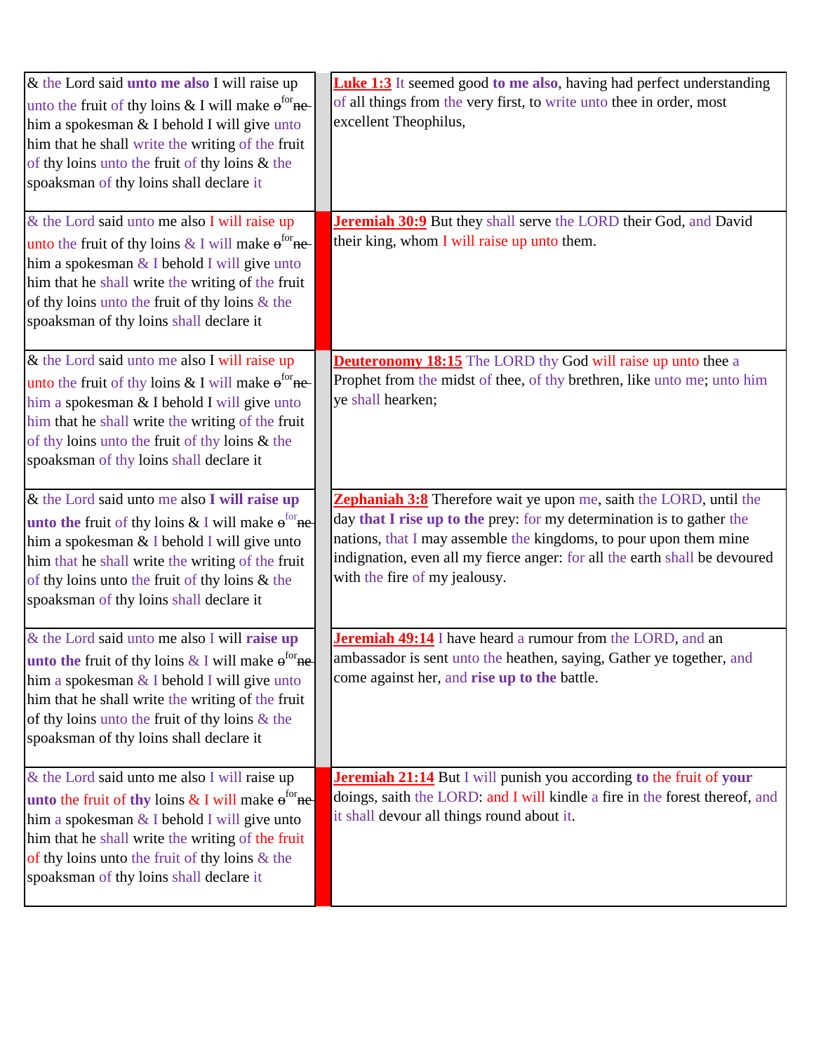| & the Lord said unto me also I will raise up unto the fruit of thy loins & I will make e for ne him a spokesman & I behold I will give unto him that he shall write the writing of the fruit of thy loins unto the fruit of thy loins & the spoaksman of thy loins shall declare it | | **Luke 1:3** It seemed good **to me also**, having had perfect understanding of all things from the very first, to write unto thee in order, most excellent Theophilus, |
|---|---|---|
| & the Lord said unto me also I will raise up unto the fruit of thy loins & I will make e for ne him a spokesman & I behold I will give unto him that he shall write the writing of the fruit of thy loins unto the fruit of thy loins & the spoaksman of thy loins shall declare it | | **Jeremiah 30:9** But they shall serve the LORD their God, and David their king, whom I will raise up unto them. |
| & the Lord said unto me also I will raise up unto the fruit of thy loins & I will make e for ne him a spokesman & I behold I will give unto him that he shall write the writing of the fruit of thy loins unto the fruit of thy loins & the spoaksman of thy loins shall declare it | | **Deuteronomy 18:15** The LORD thy God will raise up unto thee a Prophet from the midst of thee, of thy brethren, like unto me; unto him ye shall hearken; |
| & the Lord said unto me also **I will raise up unto the** fruit of thy loins & I will make e for ne him a spokesman & I behold I will give unto him that he shall write the writing of the fruit of thy loins unto the fruit of thy loins & the spoaksman of thy loins shall declare it | | **Zephaniah 3:8** Therefore wait ye upon me, saith the LORD, until the day **that I rise up to the** prey: for my determination is to gather the nations, that I may assemble the kingdoms, to pour upon them mine indignation, even all my fierce anger: for all the earth shall be devoured with the fire of my jealousy. |
| & the Lord said unto me also I will **raise up unto the** fruit of thy loins & I will make e for ne him a spokesman & I behold I will give unto him that he shall write the writing of the fruit of thy loins unto the fruit of thy loins & the spoaksman of thy loins shall declare it | | **Jeremiah 49:14** I have heard a rumour from the LORD, and an ambassador is sent unto the heathen, saying, Gather ye together, and come against her, and **rise up to the** battle. |
| & the Lord said unto me also I will raise up **unto** the fruit of **thy** loins & I will make e for ne him a spokesman & I behold I will give unto him that he shall write the writing of the fruit of thy loins unto the fruit of thy loins & the spoaksman of thy loins shall declare it | | **Jeremiah 21:14** But I will punish you according **to** the fruit of **your** doings, saith the LORD: and I will kindle a fire in the forest thereof, and it shall devour all things round about it. |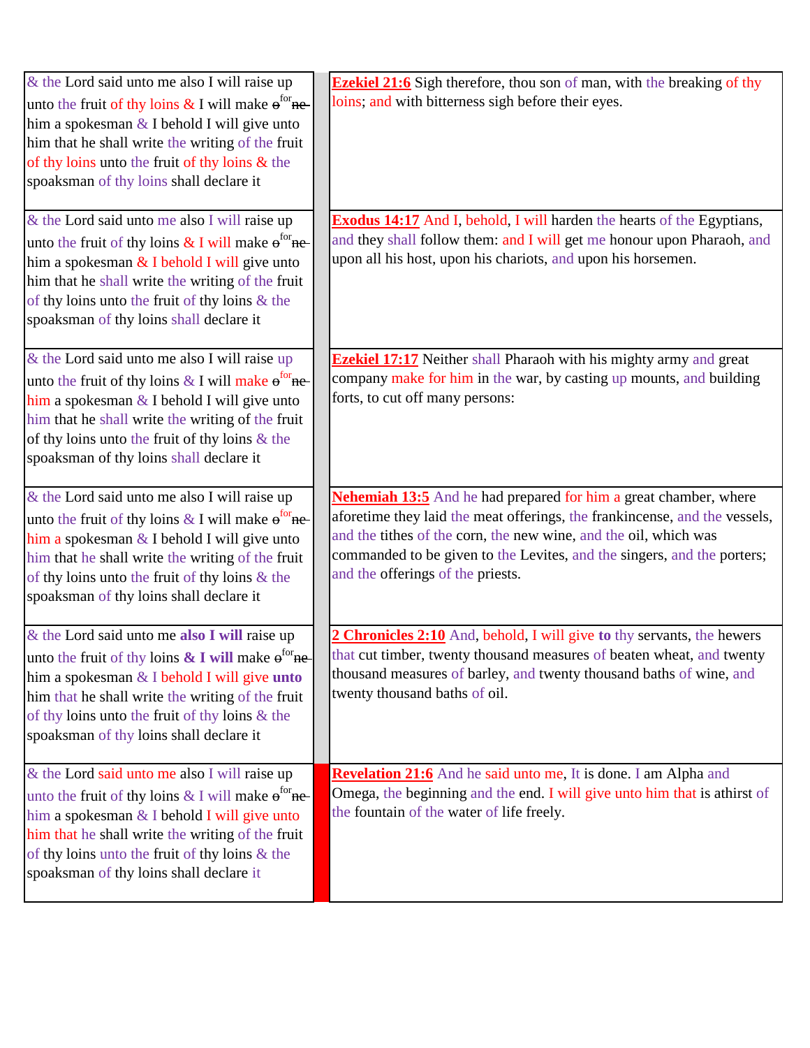| | | |
|---|---|---|
| & the Lord said unto me also I will raise up unto the fruit of thy loins & I will make ~~o~~ [for] ~~ne~~ him a spokesman & I behold I will give unto him that he shall write the writing of the fruit of thy loins unto the fruit of thy loins & the spoaksman of thy loins shall declare it | | **Ezekiel 21:6** Sigh therefore, thou son of man, with the breaking of thy loins; and with bitterness sigh before their eyes. |
| & the Lord said unto me also I will raise up unto the fruit of thy loins & I will make ~~o~~ [for] ~~ne~~ him a spokesman & I behold I will give unto him that he shall write the writing of the fruit of thy loins unto the fruit of thy loins & the spoaksman of thy loins shall declare it | | **Exodus 14:17** And I, behold, I will harden the hearts of the Egyptians, and they shall follow them: and I will get me honour upon Pharaoh, and upon all his host, upon his chariots, and upon his horsemen. |
| & the Lord said unto me also I will raise up unto the fruit of thy loins & I will make ~~o~~ [for] ~~ne~~ him a spokesman & I behold I will give unto him that he shall write the writing of the fruit of thy loins unto the fruit of thy loins & the spoaksman of thy loins shall declare it | | **Ezekiel 17:17** Neither shall Pharaoh with his mighty army and great company make for him in the war, by casting up mounts, and building forts, to cut off many persons: |
| & the Lord said unto me also I will raise up unto the fruit of thy loins & I will make ~~o~~ [for] ~~ne~~ him a spokesman & I behold I will give unto him that he shall write the writing of the fruit of thy loins unto the fruit of thy loins & the spoaksman of thy loins shall declare it | | **Nehemiah 13:5** And he had prepared for him a great chamber, where aforetime they laid the meat offerings, the frankincense, and the vessels, and the tithes of the corn, the new wine, and the oil, which was commanded to be given to the Levites, and the singers, and the porters; and the offerings of the priests. |
| & the Lord said unto me **also I will** raise up unto the fruit of thy loins **& I will** make ~~o~~ [for] ~~ne~~ him a spokesman & I behold I will give **unto** him that he shall write the writing of the fruit of thy loins unto the fruit of thy loins & the spoaksman of thy loins shall declare it | | **2 Chronicles 2:10** And, behold, I will give **to** thy servants, the hewers that cut timber, twenty thousand measures of beaten wheat, and twenty thousand measures of barley, and twenty thousand baths of wine, and twenty thousand baths of oil. |
| & the Lord said unto me also I will raise up unto the fruit of thy loins & I will make ~~o~~ [for] ~~ne~~ him a spokesman & I behold I will give unto him that he shall write the writing of the fruit of thy loins unto the fruit of thy loins & the spoaksman of thy loins shall declare it | | **Revelation 21:6** And he said unto me, It is done. I am Alpha and Omega, the beginning and the end. I will give unto him that is athirst of the fountain of the water of life freely. |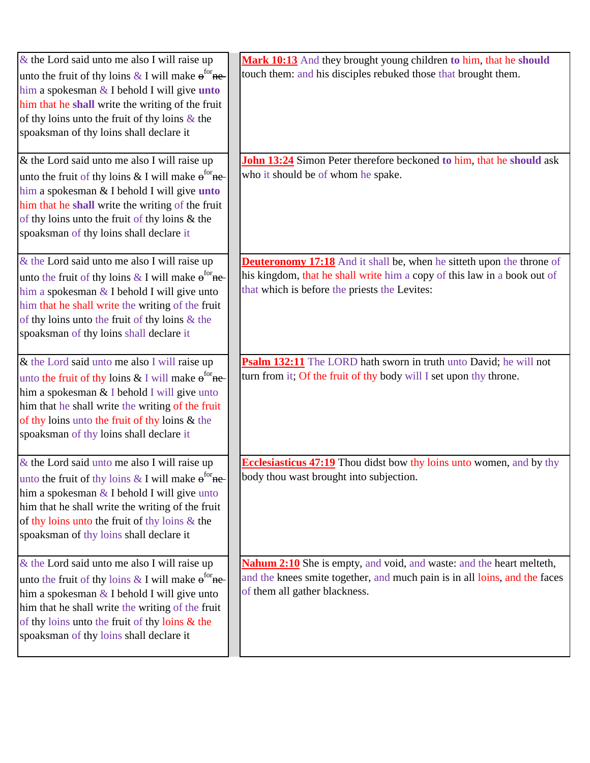| & the Lord said unto me also I will raise up unto the fruit of thy loins & I will make ~~o~~ for ~~ne~~ him a spokesman & I behold I will give **unto** him that he **shall** write the writing of the fruit of thy loins unto the fruit of thy loins & the spoaksman of thy loins shall declare it | **Mark 10:13** And they brought young children **to** him, that he **should** touch them: and his disciples rebuked those that brought them. |
|---|---|
| & the Lord said unto me also I will raise up unto the fruit of thy loins & I will make ~~o~~ for ~~ne~~ him a spokesman & I behold I will give **unto** him that he **shall** write the writing of the fruit of thy loins unto the fruit of thy loins & the spoaksman of thy loins shall declare it | **John 13:24** Simon Peter therefore beckoned **to** him, that he **should** ask who it should be of whom he spake. |
| & the Lord said unto me also I will raise up unto the fruit of thy loins & I will make ~~o~~ for ~~ne~~ him a spokesman & I behold I will give unto him that he shall write the writing of the fruit of thy loins unto the fruit of thy loins & the spoaksman of thy loins shall declare it | **Deuteronomy 17:18** And it shall be, when he sitteth upon the throne of his kingdom, that he shall write him a copy of this law in a book out of that which is before the priests the Levites: |
| & the Lord said unto me also I will raise up unto the fruit of thy loins & I will make ~~o~~ for ~~ne~~ him a spokesman & I behold I will give unto him that he shall write the writing of the fruit of thy loins unto the fruit of thy loins & the spoaksman of thy loins shall declare it | **Psalm 132:11** The LORD hath sworn in truth unto David; he will not turn from it; Of the fruit of thy body will I set upon thy throne. |
| & the Lord said unto me also I will raise up unto the fruit of thy loins & I will make ~~o~~ for ~~ne~~ him a spokesman & I behold I will give unto him that he shall write the writing of the fruit of thy loins unto the fruit of thy loins & the spoaksman of thy loins shall declare it | **Ecclesiasticus 47:19** Thou didst bow thy loins unto women, and by thy body thou wast brought into subjection. |
| & the Lord said unto me also I will raise up unto the fruit of thy loins & I will make ~~o~~ for ~~ne~~ him a spokesman & I behold I will give unto him that he shall write the writing of the fruit of thy loins unto the fruit of thy loins & the spoaksman of thy loins shall declare it | **Nahum 2:10** She is empty, and void, and waste: and the heart melteth, and the knees smite together, and much pain is in all loins, and the faces of them all gather blackness. |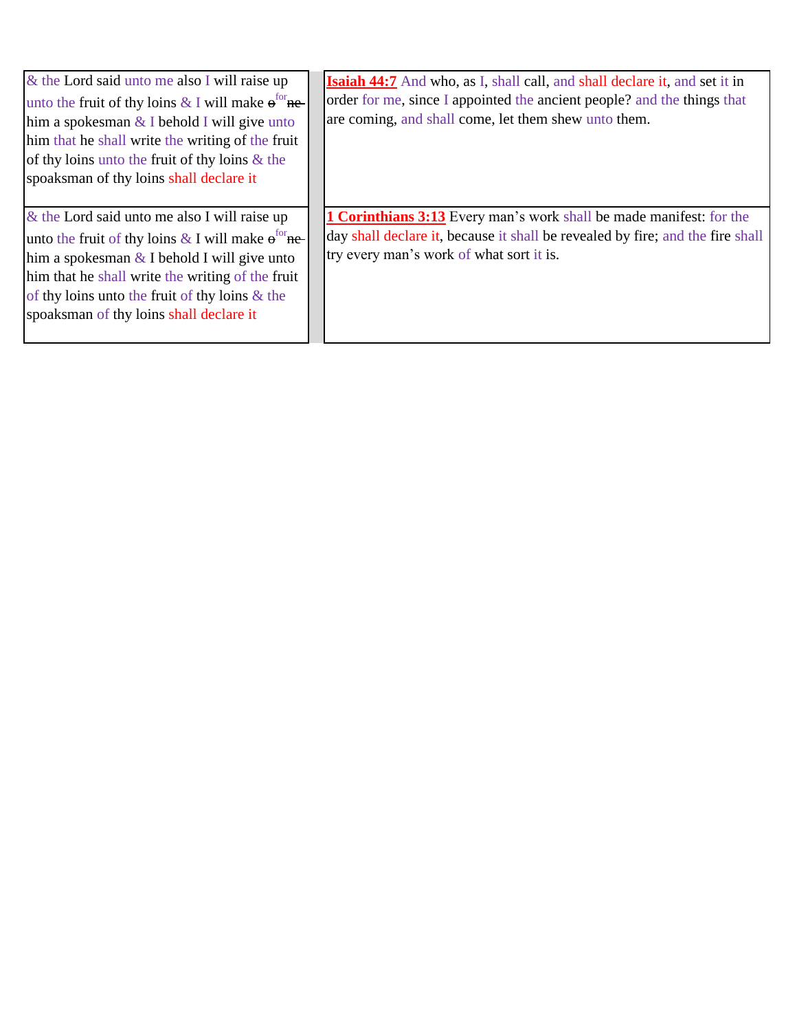| | |
|---|---|
| & the Lord said unto me also I will raise up unto the fruit of thy loins & I will make ~~o~~ for ~~ne~~ him a spokesman & I behold I will give unto him that he shall write the writing of the fruit of thy loins unto the fruit of thy loins & the spoaksman of thy loins shall declare it | **Isaiah 44:7** And who, as I, shall call, and shall declare it, and set it in order for me, since I appointed the ancient people? and the things that are coming, and shall come, let them shew unto them. |
| & the Lord said unto me also I will raise up unto the fruit of thy loins & I will make ~~o~~ for ~~ne~~ him a spokesman & I behold I will give unto him that he shall write the writing of the fruit of thy loins unto the fruit of thy loins & the spoaksman of thy loins shall declare it | **1 Corinthians 3:13** Every man's work shall be made manifest: for the day shall declare it, because it shall be revealed by fire; and the fire shall try every man's work of what sort it is. |